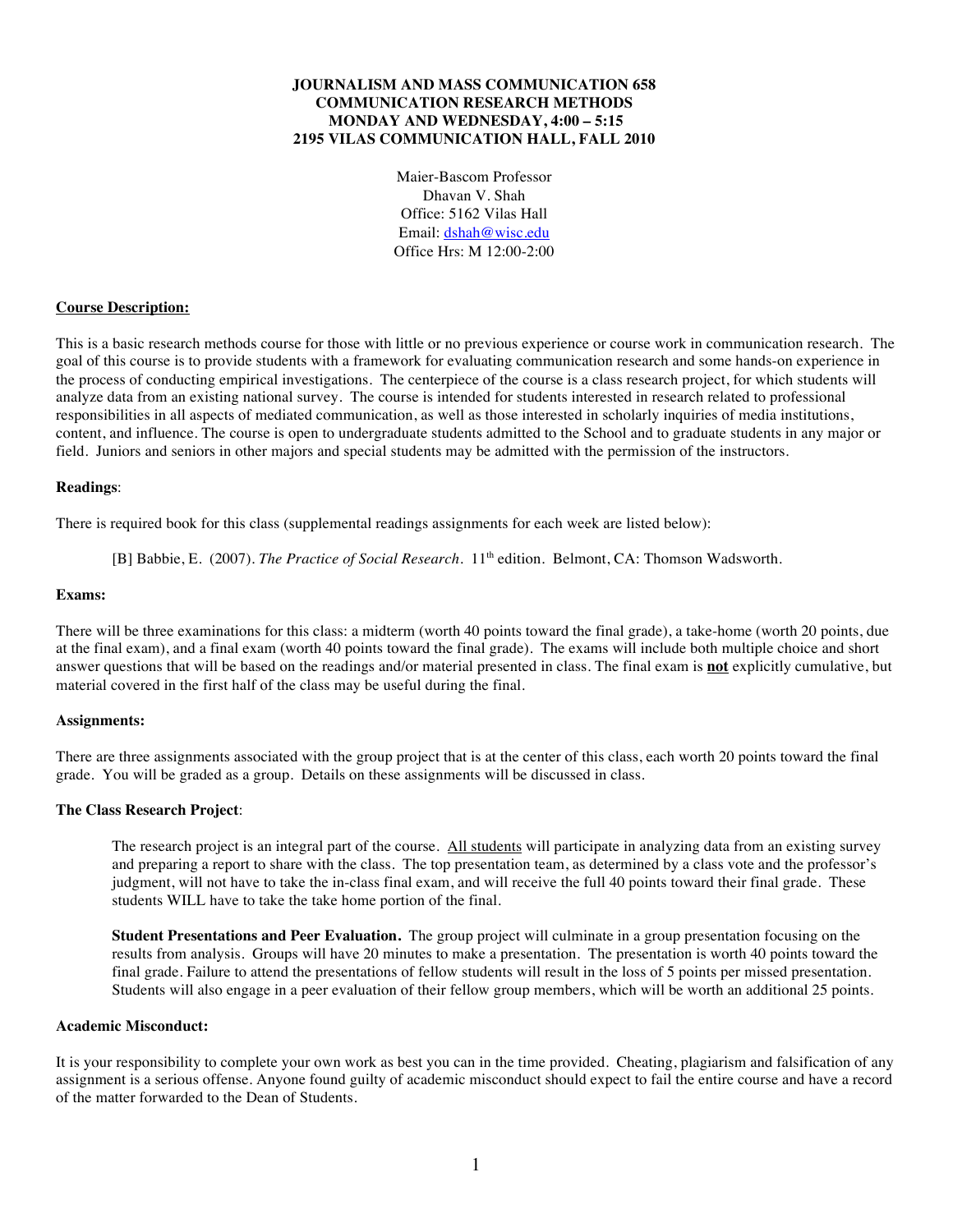# JOURNALISM AND MASS COMMUNICATION 658
# COMMUNICATION RESEARCH METHODS
# MONDAY AND WEDNESDAY, 4:00 – 5:15
# 2195 VILAS COMMUNICATION HALL, FALL 2010

Maier-Bascom Professor
Dhavan V. Shah
Office: 5162 Vilas Hall
Email: dshah@wisc.edu
Office Hrs: M 12:00-2:00

**Course Description:**

This is a basic research methods course for those with little or no previous experience or course work in communication research. The goal of this course is to provide students with a framework for evaluating communication research and some hands-on experience in the process of conducting empirical investigations. The centerpiece of the course is a class research project, for which students will analyze data from an existing national survey. The course is intended for students interested in research related to professional responsibilities in all aspects of mediated communication, as well as those interested in scholarly inquiries of media institutions, content, and influence. The course is open to undergraduate students admitted to the School and to graduate students in any major or field. Juniors and seniors in other majors and special students may be admitted with the permission of the instructors.

**Readings**:

There is required book for this class (supplemental readings assignments for each week are listed below):

[B] Babbie, E. (2007). *The Practice of Social Research*. 11th edition. Belmont, CA: Thomson Wadsworth.

**Exams:**

There will be three examinations for this class: a midterm (worth 40 points toward the final grade), a take-home (worth 20 points, due at the final exam), and a final exam (worth 40 points toward the final grade). The exams will include both multiple choice and short answer questions that will be based on the readings and/or material presented in class. The final exam is **not** explicitly cumulative, but material covered in the first half of the class may be useful during the final.

**Assignments:**

There are three assignments associated with the group project that is at the center of this class, each worth 20 points toward the final grade. You will be graded as a group. Details on these assignments will be discussed in class.

**The Class Research Project**:

The research project is an integral part of the course. All students will participate in analyzing data from an existing survey and preparing a report to share with the class. The top presentation team, as determined by a class vote and the professor's judgment, will not have to take the in-class final exam, and will receive the full 40 points toward their final grade. These students WILL have to take the take home portion of the final.

**Student Presentations and Peer Evaluation.** The group project will culminate in a group presentation focusing on the results from analysis. Groups will have 20 minutes to make a presentation. The presentation is worth 40 points toward the final grade. Failure to attend the presentations of fellow students will result in the loss of 5 points per missed presentation. Students will also engage in a peer evaluation of their fellow group members, which will be worth an additional 25 points.

**Academic Misconduct:**

It is your responsibility to complete your own work as best you can in the time provided. Cheating, plagiarism and falsification of any assignment is a serious offense. Anyone found guilty of academic misconduct should expect to fail the entire course and have a record of the matter forwarded to the Dean of Students.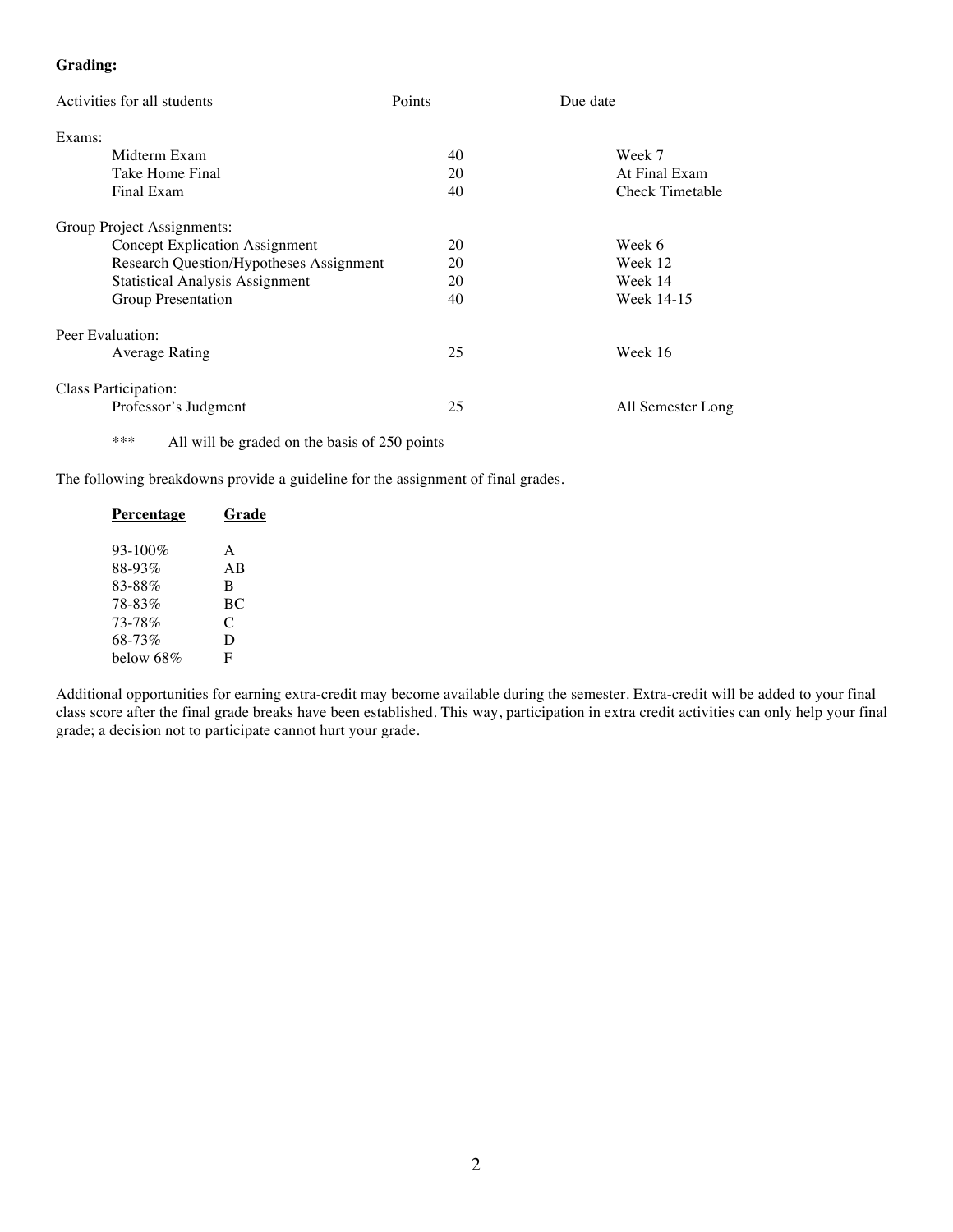**Grading:**

| Activities for all students | Points | Due date |
|---|---|---|
| Exams: | | |
| Midterm Exam | 40 | Week 7 |
| Take Home Final | 20 | At Final Exam |
| Final Exam | 40 | Check Timetable |
| Group Project Assignments: | | |
| Concept Explication Assignment | 20 | Week 6 |
| Research Question/Hypotheses Assignment | 20 | Week 12 |
| Statistical Analysis Assignment | 20 | Week 14 |
| Group Presentation | 40 | Week 14-15 |
| Peer Evaluation: | | |
| Average Rating | 25 | Week 16 |
| Class Participation: | | |
| Professor's Judgment | 25 | All Semester Long |

*** All will be graded on the basis of 250 points

The following breakdowns provide a guideline for the assignment of final grades.

| **Percentage** | **Grade** |
|---|---|
| 93-100% | A |
| 88-93% | AB |
| 83-88% | B |
| 78-83% | BC |
| 73-78% | C |
| 68-73% | D |
| below 68% | F |

Additional opportunities for earning extra-credit may become available during the semester. Extra-credit will be added to your final class score after the final grade breaks have been established. This way, participation in extra credit activities can only help your final grade; a decision not to participate cannot hurt your grade.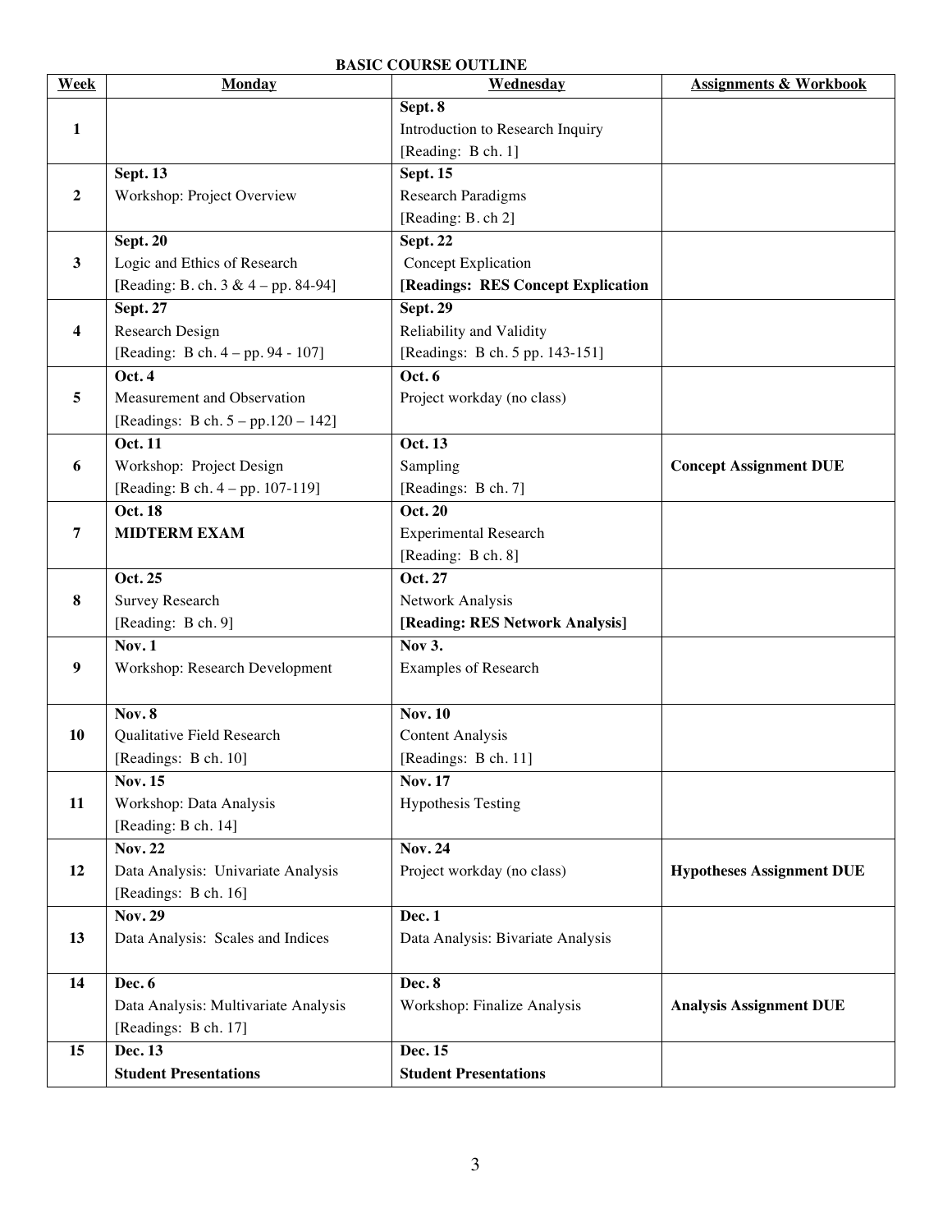**BASIC COURSE OUTLINE**

| Week | Monday | Wednesday | Assignments & Workbook |
|---|---|---|---|
| **1** | | **Sept. 8**<br>Introduction to Research Inquiry<br>[Reading: B ch. 1] | |
| **2** | **Sept. 13**<br>Workshop: Project Overview | **Sept. 15**<br>Research Paradigms<br>[Reading: B. ch 2] | |
| **3** | **Sept. 20**<br>Logic and Ethics of Research<br>**[**Reading: B. ch. 3 & 4 – pp. 84-94] | **Sept. 22**<br>Concept Explication<br>**[Readings: RES Concept Explication** | |
| **4** | **Sept. 27**<br>Research Design<br>[Reading: B ch. 4 – pp. 94 - 107] | **Sept. 29**<br>Reliability and Validity<br>[Readings: B ch. 5 pp. 143-151] | |
| **5** | **Oct. 4**<br>Measurement and Observation<br>[Readings: B ch. 5 – pp.120 – 142] | **Oct. 6**<br>Project workday (no class) | |
| **6** | **Oct. 11**<br>Workshop: Project Design<br>[Reading: B ch. 4 – pp. 107-119] | **Oct. 13**<br>Sampling<br>[Readings: B ch. 7] | **Concept Assignment DUE** |
| **7** | **Oct. 18**<br>**MIDTERM EXAM** | **Oct. 20**<br>Experimental Research<br>[Reading: B ch. 8] | |
| **8** | **Oct. 25**<br>Survey Research<br>[Reading: B ch. 9] | **Oct. 27**<br>Network Analysis<br>**[Reading: RES Network Analysis]** | |
| **9** | **Nov. 1**<br>Workshop: Research Development | **Nov 3.**<br>Examples of Research | |
| **10** | **Nov. 8**<br>Qualitative Field Research<br>[Readings: B ch. 10] | **Nov. 10**<br>Content Analysis<br>[Readings: B ch. 11] | |
| **11** | **Nov. 15**<br>Workshop: Data Analysis<br>[Reading: B ch. 14] | **Nov. 17**<br>Hypothesis Testing | |
| **12** | **Nov. 22**<br>Data Analysis: Univariate Analysis<br>[Readings: B ch. 16] | **Nov. 24**<br>Project workday (no class) | **Hypotheses Assignment DUE** |
| **13** | **Nov. 29**<br>Data Analysis: Scales and Indices | **Dec. 1**<br>Data Analysis: Bivariate Analysis | |
| **14** | **Dec. 6**<br>Data Analysis: Multivariate Analysis<br>[Readings: B ch. 17] | **Dec. 8**<br>Workshop: Finalize Analysis | **Analysis Assignment DUE** |
| **15** | **Dec. 13**<br>**Student Presentations** | **Dec. 15**<br>**Student Presentations** | |